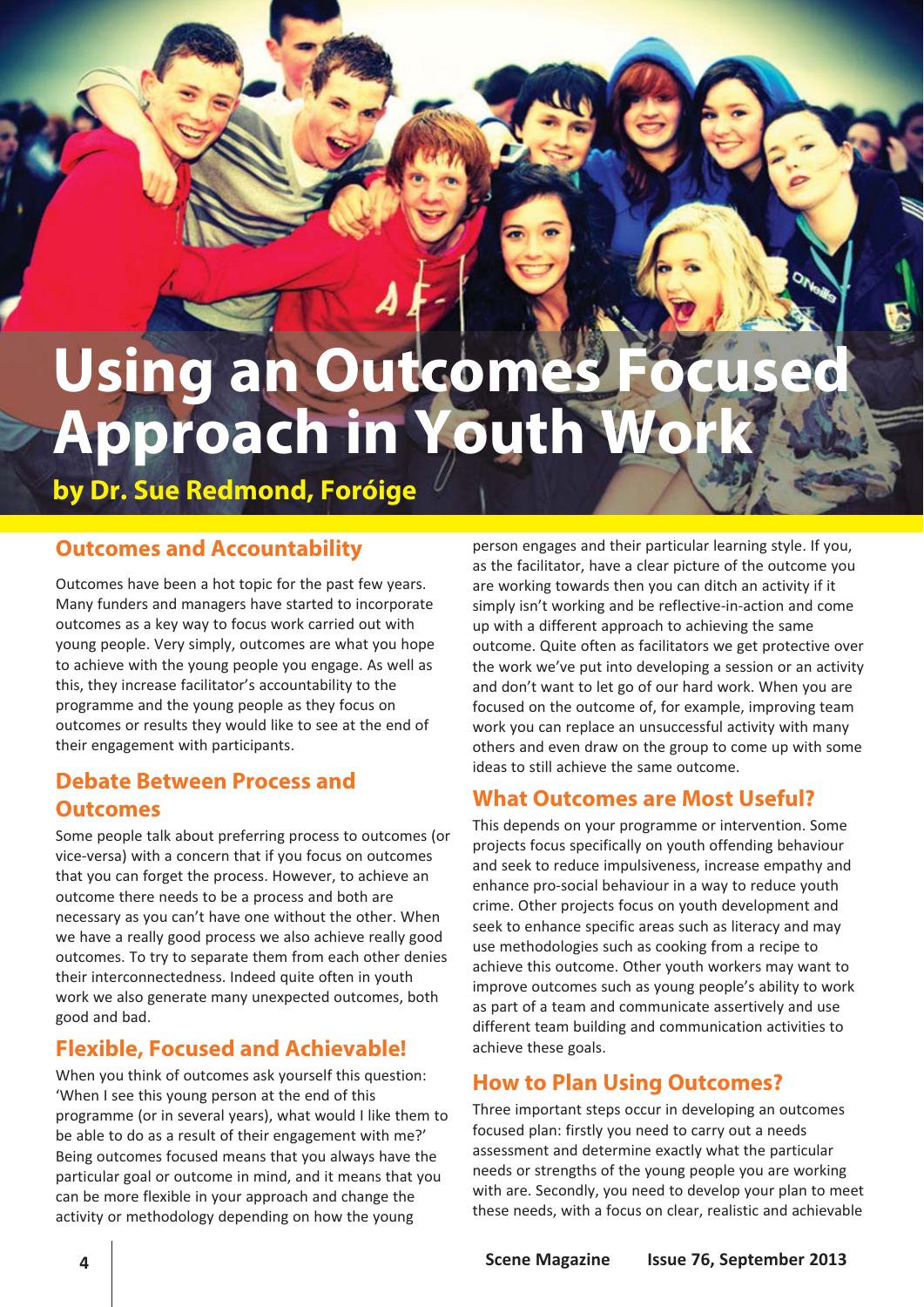# Using an Outcomes Focused Approach in Youth Work

**by Dr. Sue Redmond, Foróige**

## Outcomes and Accountability

Outcomes have been a hot topic for the past few years. Many funders and managers have started to incorporate outcomes as a key way to focus work carried out with young people. Very simply, outcomes are what you hope to achieve with the young people you engage. As well as this, they increase facilitator's accountability to the programme and the young people as they focus on outcomes or results they would like to see at the end of their engagement with participants.

## Debate Between Process and Outcomes

Some people talk about preferring process to outcomes (or vice-versa) with a concern that if you focus on outcomes that you can forget the process. However, to achieve an outcome there needs to be a process and both are necessary as you can't have one without the other. When we have a really good process we also achieve really good outcomes. To try to separate them from each other denies their interconnectedness. Indeed quite often in youth work we also generate many unexpected outcomes, both good and bad.

## Flexible, Focused and Achievable!

When you think of outcomes ask yourself this question: 'When I see this young person at the end of this programme (or in several years), what would I like them to be able to do as a result of their engagement with me?' Being outcomes focused means that you always have the particular goal or outcome in mind, and it means that you can be more flexible in your approach and change the activity or methodology depending on how the young person engages and their particular learning style. If you, as the facilitator, have a clear picture of the outcome you are working towards then you can ditch an activity if it simply isn't working and be reflective-in-action and come up with a different approach to achieving the same outcome. Quite often as facilitators we get protective over the work we've put into developing a session or an activity and don't want to let go of our hard work. When you are focused on the outcome of, for example, improving team work you can replace an unsuccessful activity with many others and even draw on the group to come up with some ideas to still achieve the same outcome.

## What Outcomes are Most Useful?

This depends on your programme or intervention. Some projects focus specifically on youth offending behaviour and seek to reduce impulsiveness, increase empathy and enhance pro-social behaviour in a way to reduce youth crime. Other projects focus on youth development and seek to enhance specific areas such as literacy and may use methodologies such as cooking from a recipe to achieve this outcome. Other youth workers may want to improve outcomes such as young people's ability to work as part of a team and communicate assertively and use different team building and communication activities to achieve these goals.

## How to Plan Using Outcomes?

Three important steps occur in developing an outcomes focused plan: firstly you need to carry out a needs assessment and determine exactly what the particular needs or strengths of the young people you are working with are. Secondly, you need to develop your plan to meet these needs, with a focus on clear, realistic and achievable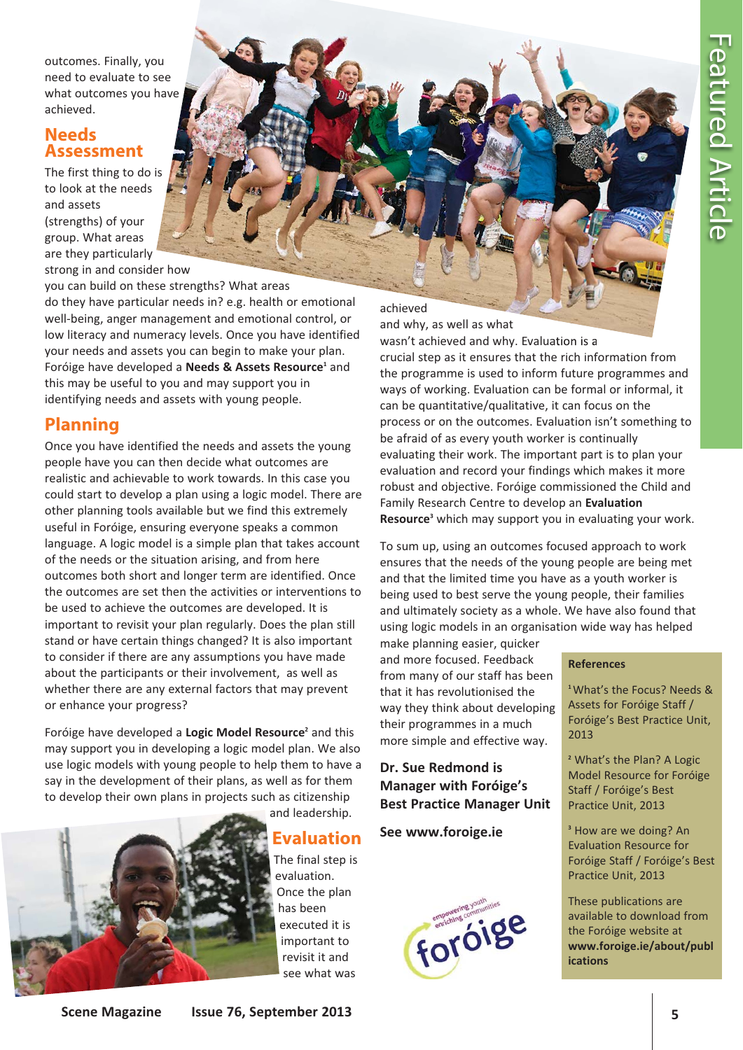outcomes. Finally, you need to evaluate to see what outcomes you have achieved.

## Needs Assessment

The first thing to do is to look at the needs and assets (strengths) of your group. What areas are they particularly strong in and consider how you can build on these strengths? What areas do they have particular needs in? e.g. health or emotional well-being, anger management and emotional control, or low literacy and numeracy levels. Once you have identified your needs and assets you can begin to make your plan. Foróige have developed a **Needs & Assets Resource**[1] and this may be useful to you and may support you in identifying needs and assets with young people.

## Planning

Once you have identified the needs and assets the young people have you can then decide what outcomes are realistic and achievable to work towards. In this case you could start to develop a plan using a logic model. There are other planning tools available but we find this extremely useful in Foróige, ensuring everyone speaks a common language. A logic model is a simple plan that takes account of the needs or the situation arising, and from here outcomes both short and longer term are identified. Once the outcomes are set then the activities or interventions to be used to achieve the outcomes are developed. It is important to revisit your plan regularly. Does the plan still stand or have certain things changed? It is also important to consider if there are any assumptions you have made about the participants or their involvement, as well as whether there are any external factors that may prevent or enhance your progress?

Foróige have developed a **Logic Model Resource**[2] and this may support you in developing a logic model plan. We also use logic models with young people to help them to have a say in the development of their plans, as well as for them to develop their own plans in projects such as citizenship and leadership.

## Evaluation

The final step is evaluation. Once the plan has been executed it is important to revisit it and see what was achieved and why, as well as what wasn't achieved and why. Evaluation is a crucial step as it ensures that the information from the programme is used to inform future programmes and ways of working. Evaluation can be formal or informal, it can be quantitative/qualitative, it can focus on the process or on the outcomes. Evaluation isn't something to be afraid of as every youth worker is continually evaluating their work. The important part is to plan your evaluation and record your findings which makes it more robust and objective. Foróige commissioned the Child and Family Research Centre to develop an **Evaluation Resource**[3] which may support you in evaluating your work.

To sum up, using an outcomes focused approach to work ensures that the needs of the young people are being met and that the limited time you have as a youth worker is being used to best serve the young people, their families and ultimately society as a whole. We have also found that using logic models in an organisation wide way has helped make planning easier, quicker and more focused. Feedback from many of our staff has been that it has revolutionised the way they think about developing their programmes in a much more simple and effective way.

**Dr. Sue Redmond is Manager with Foróige's Best Practice Manager Unit**

**See www.foroige.ie**

### References

[1] What's the Focus? Needs & Assets for Foróige Staff / Foróige's Best Practice Unit, 2013

[2] What's the Plan? A Logic Model Resource for Foróige Staff / Foróige's Best Practice Unit, 2013

[3] How are we doing? An Evaluation Resource for Foróige Staff / Foróige's Best Practice Unit, 2013

These publications are available to download from the Foróige website at **www.foroige.ie/about/publications**